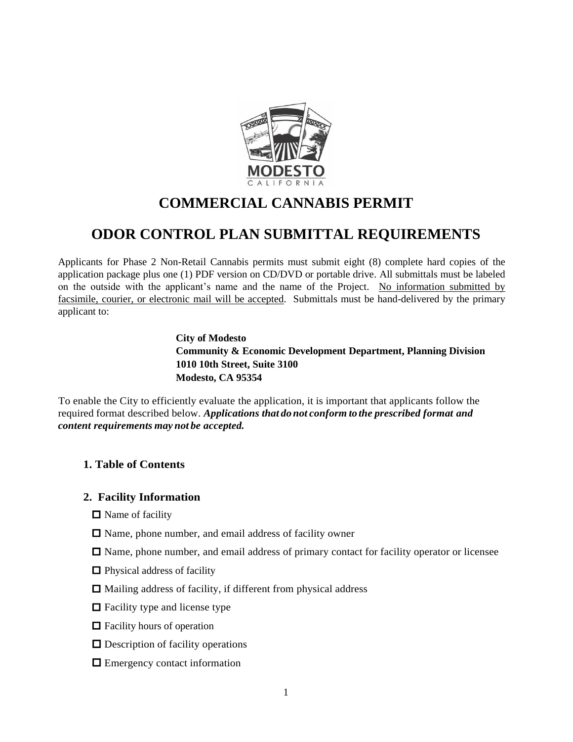# COMMERCIAL CANNABIS PERMIT

# ODOR CONTROL PLAN SUBMITTAL REQUIREMENTS

Applicants for Phase 2 Non-Retail Cannabis permits must submit eight (8) complete hard copies of the application package plus one (1) PDF version on CD/DVD or portable drive. All submittals must be labeled on the outside with the applicant's name and the name of the Project. <u>No information submitted by facsimile, courier, or electronic mail will be accepted</u>. Submittals must be hand-delivered by the primary applicant to:

> **City of Modesto**
> **Community & Economic Development Department, Planning Division**
> **1010 10th Street, Suite 3100**
> **Modesto, CA 95354**

To enable the City to efficiently evaluate the application, it is important that applicants follow the required format described below. ***Applications that do not conform to the prescribed format and content requirements may not be accepted.***

### 1. Table of Contents

### 2. Facility Information

- ☐ Name of facility
- ☐ Name, phone number, and email address of facility owner
- ☐ Name, phone number, and email address of primary contact for facility operator or licensee
- ☐ Physical address of facility
- ☐ Mailing address of facility, if different from physical address
- ☐ Facility type and license type
- ☐ Facility hours of operation
- ☐ Description of facility operations
- ☐ Emergency contact information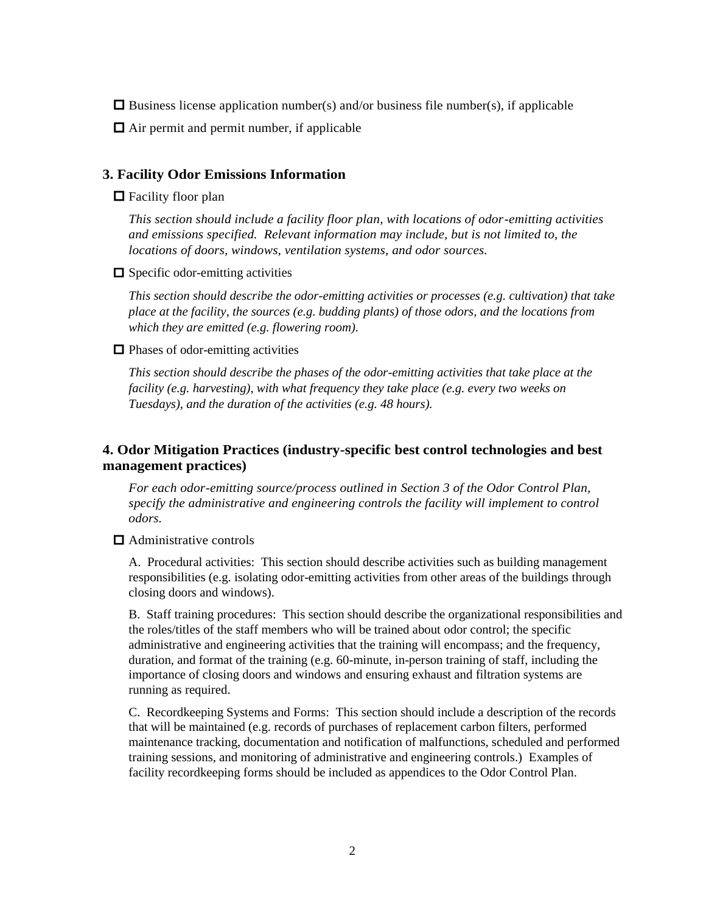☐ Business license application number(s) and/or business file number(s), if applicable

☐ Air permit and permit number, if applicable

## 3. Facility Odor Emissions Information

☐ Facility floor plan

*This section should include a facility floor plan, with locations of odor-emitting activities and emissions specified. Relevant information may include, but is not limited to, the locations of doors, windows, ventilation systems, and odor sources.*

☐ Specific odor-emitting activities

*This section should describe the odor-emitting activities or processes (e.g. cultivation) that take place at the facility, the sources (e.g. budding plants) of those odors, and the locations from which they are emitted (e.g. flowering room).*

☐ Phases of odor-emitting activities

*This section should describe the phases of the odor-emitting activities that take place at the facility (e.g. harvesting), with what frequency they take place (e.g. every two weeks on Tuesdays), and the duration of the activities (e.g. 48 hours).*

## 4. Odor Mitigation Practices (industry-specific best control technologies and best management practices)

*For each odor-emitting source/process outlined in Section 3 of the Odor Control Plan, specify the administrative and engineering controls the facility will implement to control odors.*

☐ Administrative controls

A. Procedural activities: This section should describe activities such as building management responsibilities (e.g. isolating odor-emitting activities from other areas of the buildings through closing doors and windows).

B. Staff training procedures: This section should describe the organizational responsibilities and the roles/titles of the staff members who will be trained about odor control; the specific administrative and engineering activities that the training will encompass; and the frequency, duration, and format of the training (e.g. 60-minute, in-person training of staff, including the importance of closing doors and windows and ensuring exhaust and filtration systems are running as required.

C. Recordkeeping Systems and Forms: This section should include a description of the records that will be maintained (e.g. records of purchases of replacement carbon filters, performed maintenance tracking, documentation and notification of malfunctions, scheduled and performed training sessions, and monitoring of administrative and engineering controls.) Examples of facility recordkeeping forms should be included as appendices to the Odor Control Plan.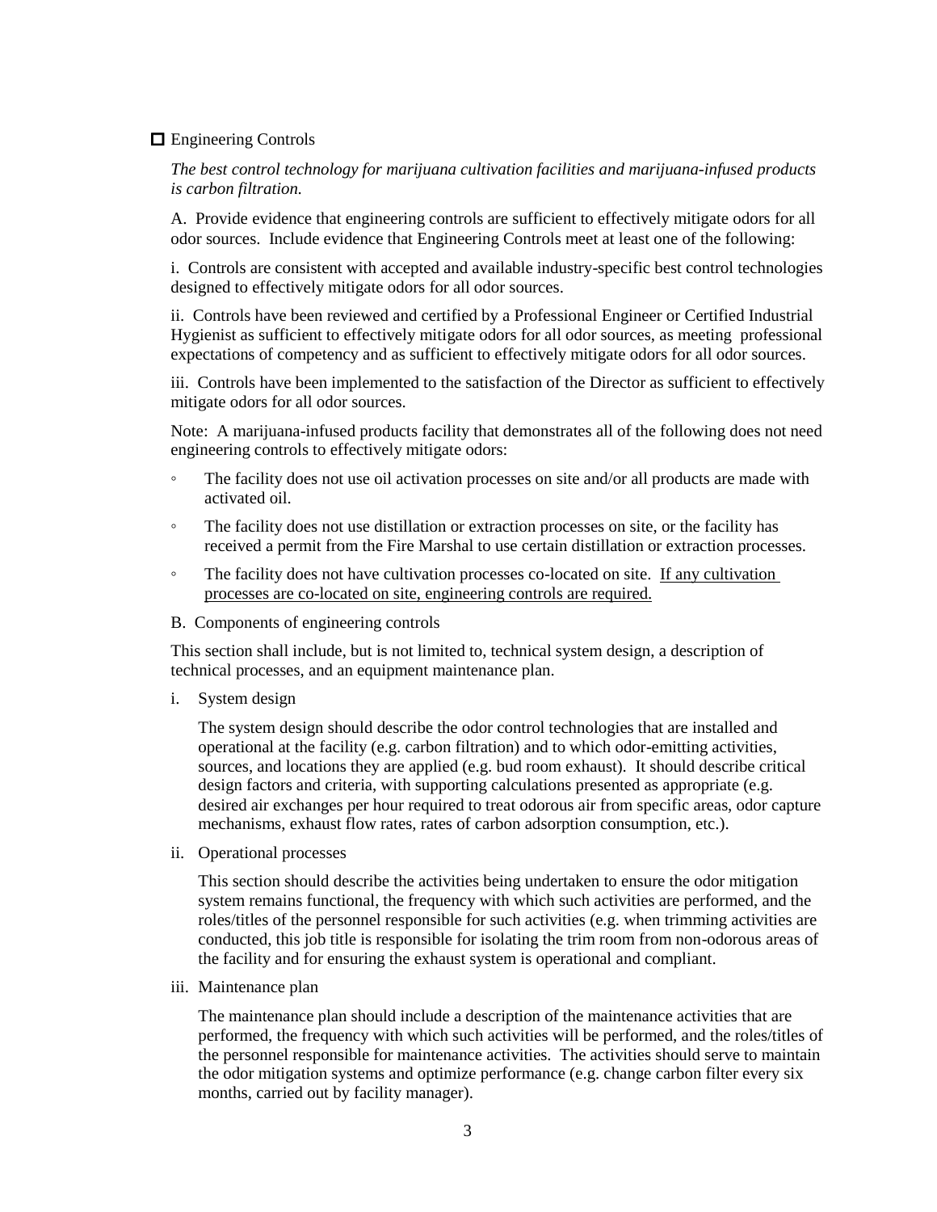☐ Engineering Controls

*The best control technology for marijuana cultivation facilities and marijuana-infused products is carbon filtration.*

A. Provide evidence that engineering controls are sufficient to effectively mitigate odors for all odor sources. Include evidence that Engineering Controls meet at least one of the following:

i. Controls are consistent with accepted and available industry-specific best control technologies designed to effectively mitigate odors for all odor sources.

ii. Controls have been reviewed and certified by a Professional Engineer or Certified Industrial Hygienist as sufficient to effectively mitigate odors for all odor sources, as meeting professional expectations of competency and as sufficient to effectively mitigate odors for all odor sources.

iii. Controls have been implemented to the satisfaction of the Director as sufficient to effectively mitigate odors for all odor sources.

Note: A marijuana-infused products facility that demonstrates all of the following does not need engineering controls to effectively mitigate odors:

- The facility does not use oil activation processes on site and/or all products are made with activated oil.
- The facility does not use distillation or extraction processes on site, or the facility has received a permit from the Fire Marshal to use certain distillation or extraction processes.
- The facility does not have cultivation processes co-located on site. <u>If any cultivation processes are co-located on site, engineering controls are required.</u>

B. Components of engineering controls

This section shall include, but is not limited to, technical system design, a description of technical processes, and an equipment maintenance plan.

i. System design

The system design should describe the odor control technologies that are installed and operational at the facility (e.g. carbon filtration) and to which odor-emitting activities, sources, and locations they are applied (e.g. bud room exhaust). It should describe critical design factors and criteria, with supporting calculations presented as appropriate (e.g. desired air exchanges per hour required to treat odorous air from specific areas, odor capture mechanisms, exhaust flow rates, rates of carbon adsorption consumption, etc.).

ii. Operational processes

This section should describe the activities being undertaken to ensure the odor mitigation system remains functional, the frequency with which such activities are performed, and the roles/titles of the personnel responsible for such activities (e.g. when trimming activities are conducted, this job title is responsible for isolating the trim room from non-odorous areas of the facility and for ensuring the exhaust system is operational and compliant.

iii. Maintenance plan

The maintenance plan should include a description of the maintenance activities that are performed, the frequency with which such activities will be performed, and the roles/titles of the personnel responsible for maintenance activities. The activities should serve to maintain the odor mitigation systems and optimize performance (e.g. change carbon filter every six months, carried out by facility manager).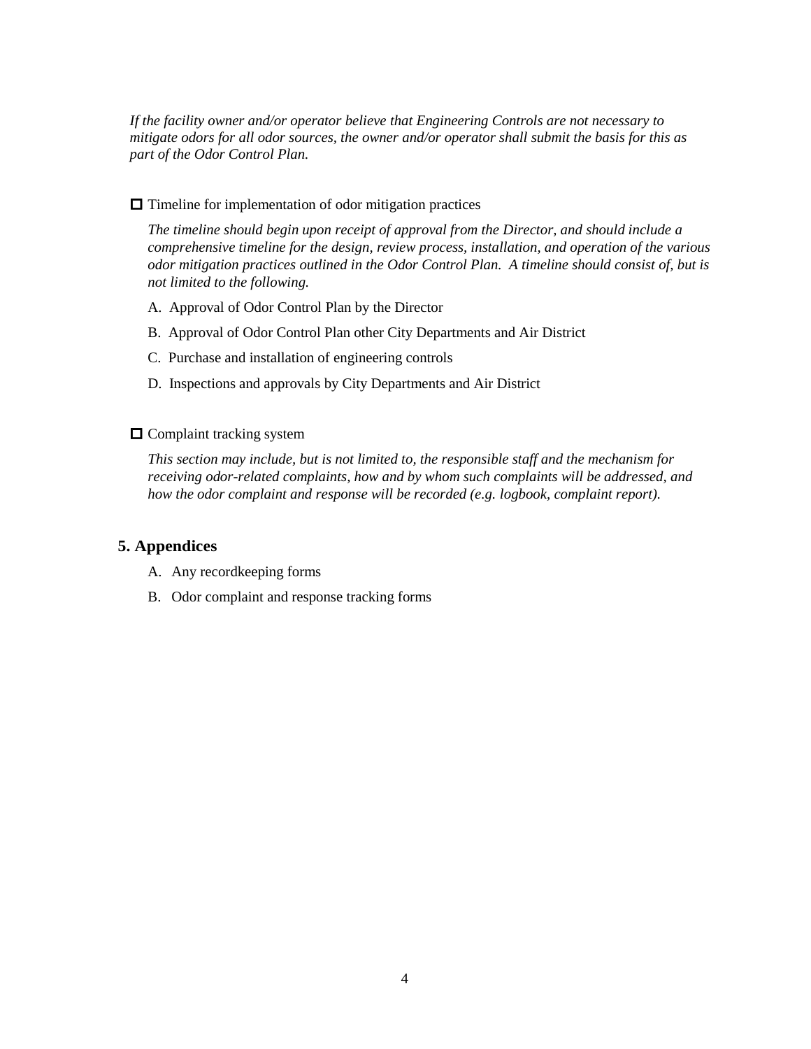*If the facility owner and/or operator believe that Engineering Controls are not necessary to mitigate odors for all odor sources, the owner and/or operator shall submit the basis for this as part of the Odor Control Plan.*

☐ Timeline for implementation of odor mitigation practices

*The timeline should begin upon receipt of approval from the Director, and should include a comprehensive timeline for the design, review process, installation, and operation of the various odor mitigation practices outlined in the Odor Control Plan. A timeline should consist of, but is not limited to the following.*

A. Approval of Odor Control Plan by the Director

B. Approval of Odor Control Plan other City Departments and Air District

C. Purchase and installation of engineering controls

D. Inspections and approvals by City Departments and Air District

☐ Complaint tracking system

*This section may include, but is not limited to, the responsible staff and the mechanism for receiving odor-related complaints, how and by whom such complaints will be addressed, and how the odor complaint and response will be recorded (e.g. logbook, complaint report).*

## 5. Appendices

A. Any recordkeeping forms

B. Odor complaint and response tracking forms